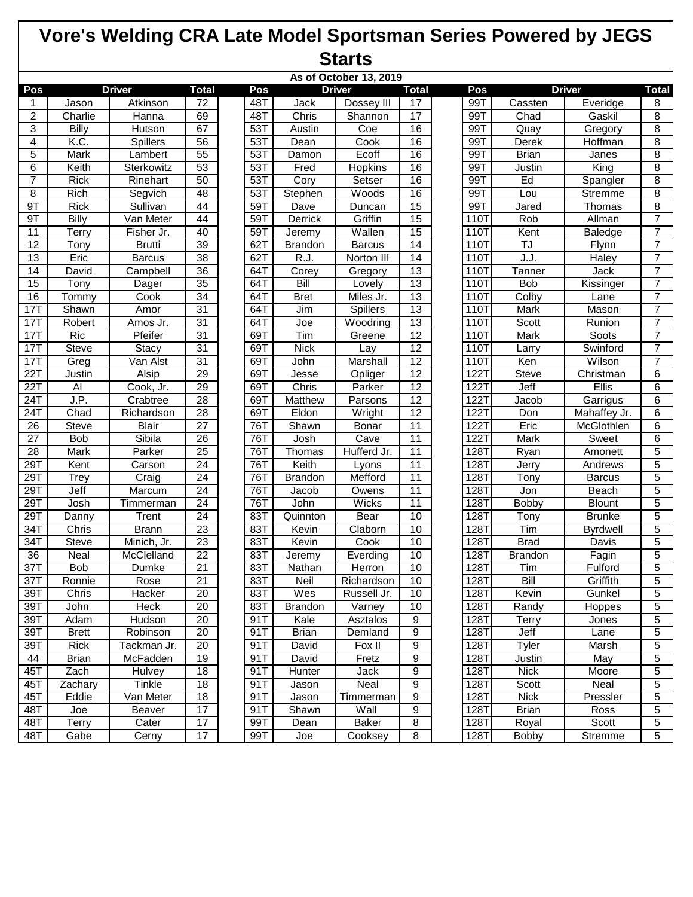# Vore's Welding CRA Late Model Sportsman Series Powered by JEGS

## Starts

As of October 13, 2019

| Pos | Driver | | Total | | Pos | Driver | | Total | | Pos | Driver | | Total |
|---|---|---|---|---|---|---|---|---|---|---|---|---|---|
| 1 | Jason | Atkinson | 72 | | 48T | Jack | Dossey III | 17 | | 99T | Cassten | Everidge | 8 |
| 2 | Charlie | Hanna | 69 | | 48T | Chris | Shannon | 17 | | 99T | Chad | Gaskil | 8 |
| 3 | Billy | Hutson | 67 | | 53T | Austin | Coe | 16 | | 99T | Quay | Gregory | 8 |
| 4 | K.C. | Spillers | 56 | | 53T | Dean | Cook | 16 | | 99T | Derek | Hoffman | 8 |
| 5 | Mark | Lambert | 55 | | 53T | Damon | Ecoff | 16 | | 99T | Brian | Janes | 8 |
| 6 | Keith | Sterkowitz | 53 | | 53T | Fred | Hopkins | 16 | | 99T | Justin | King | 8 |
| 7 | Rick | Rinehart | 50 | | 53T | Cory | Setser | 16 | | 99T | Ed | Spangler | 8 |
| 8 | Rich | Segvich | 48 | | 53T | Stephen | Woods | 16 | | 99T | Lou | Stremme | 8 |
| 9T | Rick | Sullivan | 44 | | 59T | Dave | Duncan | 15 | | 99T | Jared | Thomas | 8 |
| 9T | Billy | Van Meter | 44 | | 59T | Derrick | Griffin | 15 | | 110T | Rob | Allman | 7 |
| 11 | Terry | Fisher Jr. | 40 | | 59T | Jeremy | Wallen | 15 | | 110T | Kent | Baledge | 7 |
| 12 | Tony | Brutti | 39 | | 62T | Brandon | Barcus | 14 | | 110T | TJ | Flynn | 7 |
| 13 | Eric | Barcus | 38 | | 62T | R.J. | Norton III | 14 | | 110T | J.J. | Haley | 7 |
| 14 | David | Campbell | 36 | | 64T | Corey | Gregory | 13 | | 110T | Tanner | Jack | 7 |
| 15 | Tony | Dager | 35 | | 64T | Bill | Lovely | 13 | | 110T | Bob | Kissinger | 7 |
| 16 | Tommy | Cook | 34 | | 64T | Bret | Miles Jr. | 13 | | 110T | Colby | Lane | 7 |
| 17T | Shawn | Amor | 31 | | 64T | Jim | Spillers | 13 | | 110T | Mark | Mason | 7 |
| 17T | Robert | Amos Jr. | 31 | | 64T | Joe | Woodring | 13 | | 110T | Scott | Runion | 7 |
| 17T | Ric | Pfeifer | 31 | | 69T | Tim | Greene | 12 | | 110T | Mark | Soots | 7 |
| 17T | Steve | Stacy | 31 | | 69T | Nick | Lay | 12 | | 110T | Larry | Swinford | 7 |
| 17T | Greg | Van Alst | 31 | | 69T | John | Marshall | 12 | | 110T | Ken | Wilson | 7 |
| 22T | Justin | Alsip | 29 | | 69T | Jesse | Opliger | 12 | | 122T | Steve | Christman | 6 |
| 22T | Al | Cook, Jr. | 29 | | 69T | Chris | Parker | 12 | | 122T | Jeff | Ellis | 6 |
| 24T | J.P. | Crabtree | 28 | | 69T | Matthew | Parsons | 12 | | 122T | Jacob | Garrigus | 6 |
| 24T | Chad | Richardson | 28 | | 69T | Eldon | Wright | 12 | | 122T | Don | Mahaffey Jr. | 6 |
| 26 | Steve | Blair | 27 | | 76T | Shawn | Bonar | 11 | | 122T | Eric | McGlothlen | 6 |
| 27 | Bob | Sibila | 26 | | 76T | Josh | Cave | 11 | | 122T | Mark | Sweet | 6 |
| 28 | Mark | Parker | 25 | | 76T | Thomas | Hufferd Jr. | 11 | | 128T | Ryan | Amonett | 5 |
| 29T | Kent | Carson | 24 | | 76T | Keith | Lyons | 11 | | 128T | Jerry | Andrews | 5 |
| 29T | Trey | Craig | 24 | | 76T | Brandon | Mefford | 11 | | 128T | Tony | Barcus | 5 |
| 29T | Jeff | Marcum | 24 | | 76T | Jacob | Owens | 11 | | 128T | Jon | Beach | 5 |
| 29T | Josh | Timmerman | 24 | | 76T | John | Wicks | 11 | | 128T | Bobby | Blount | 5 |
| 29T | Danny | Trent | 24 | | 83T | Quinnton | Bear | 10 | | 128T | Tony | Brunke | 5 |
| 34T | Chris | Brann | 23 | | 83T | Kevin | Claborn | 10 | | 128T | Tim | Byrdwell | 5 |
| 34T | Steve | Minich, Jr. | 23 | | 83T | Kevin | Cook | 10 | | 128T | Brad | Davis | 5 |
| 36 | Neal | McClelland | 22 | | 83T | Jeremy | Everding | 10 | | 128T | Brandon | Fagin | 5 |
| 37T | Bob | Dumke | 21 | | 83T | Nathan | Herron | 10 | | 128T | Tim | Fulford | 5 |
| 37T | Ronnie | Rose | 21 | | 83T | Neil | Richardson | 10 | | 128T | Bill | Griffith | 5 |
| 39T | Chris | Hacker | 20 | | 83T | Wes | Russell Jr. | 10 | | 128T | Kevin | Gunkel | 5 |
| 39T | John | Heck | 20 | | 83T | Brandon | Varney | 10 | | 128T | Randy | Hoppes | 5 |
| 39T | Adam | Hudson | 20 | | 91T | Kale | Asztalos | 9 | | 128T | Terry | Jones | 5 |
| 39T | Brett | Robinson | 20 | | 91T | Brian | Demland | 9 | | 128T | Jeff | Lane | 5 |
| 39T | Rick | Tackman Jr. | 20 | | 91T | David | Fox II | 9 | | 128T | Tyler | Marsh | 5 |
| 44 | Brian | McFadden | 19 | | 91T | David | Fretz | 9 | | 128T | Justin | May | 5 |
| 45T | Zach | Hulvey | 18 | | 91T | Hunter | Jack | 9 | | 128T | Nick | Moore | 5 |
| 45T | Zachary | Tinkle | 18 | | 91T | Jason | Neal | 9 | | 128T | Scott | Neal | 5 |
| 45T | Eddie | Van Meter | 18 | | 91T | Jason | Timmerman | 9 | | 128T | Nick | Pressler | 5 |
| 48T | Joe | Beaver | 17 | | 91T | Shawn | Wall | 9 | | 128T | Brian | Ross | 5 |
| 48T | Terry | Cater | 17 | | 99T | Dean | Baker | 8 | | 128T | Royal | Scott | 5 |
| 48T | Gabe | Cerny | 17 | | 99T | Joe | Cooksey | 8 | | 128T | Bobby | Stremme | 5 |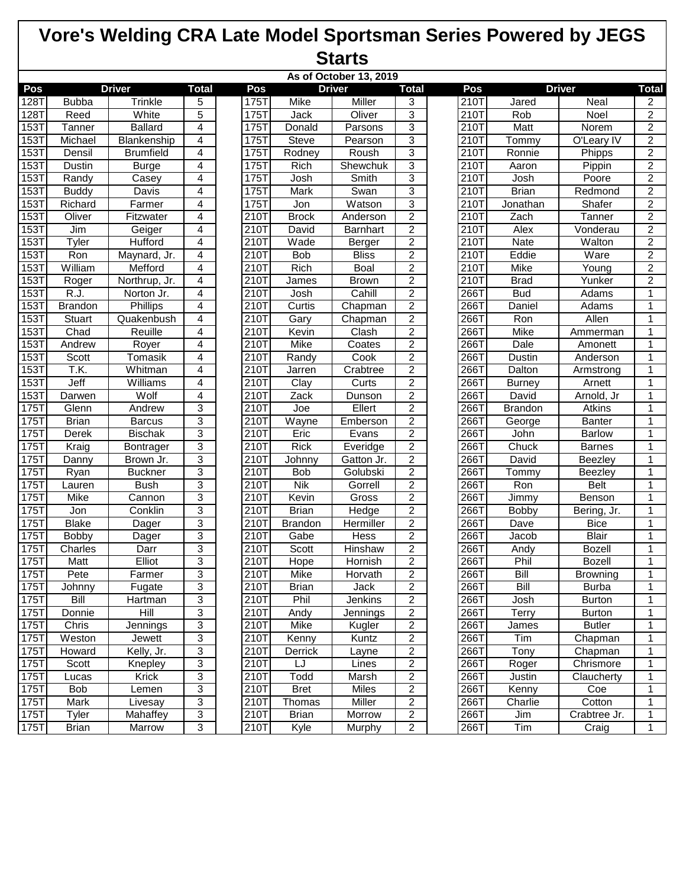# Vore's Welding CRA Late Model Sportsman Series Powered by JEGS

## Starts

As of October 13, 2019

| Pos | Driver | | Total | | Pos | Driver | | Total | | Pos | Driver | | Total |
|---|---|---|---|---|---|---|---|---|---|---|---|---|---|
| 128T | Bubba | Trinkle | 5 | | 175T | Mike | Miller | 3 | | 210T | Jared | Neal | 2 |
| 128T | Reed | White | 5 | | 175T | Jack | Oliver | 3 | | 210T | Rob | Noel | 2 |
| 153T | Tanner | Ballard | 4 | | 175T | Donald | Parsons | 3 | | 210T | Matt | Norem | 2 |
| 153T | Michael | Blankenship | 4 | | 175T | Steve | Pearson | 3 | | 210T | Tommy | O'Leary IV | 2 |
| 153T | Densil | Brumfield | 4 | | 175T | Rodney | Roush | 3 | | 210T | Ronnie | Phipps | 2 |
| 153T | Dustin | Burge | 4 | | 175T | Rich | Shewchuk | 3 | | 210T | Aaron | Pippin | 2 |
| 153T | Randy | Casey | 4 | | 175T | Josh | Smith | 3 | | 210T | Josh | Poore | 2 |
| 153T | Buddy | Davis | 4 | | 175T | Mark | Swan | 3 | | 210T | Brian | Redmond | 2 |
| 153T | Richard | Farmer | 4 | | 175T | Jon | Watson | 3 | | 210T | Jonathan | Shafer | 2 |
| 153T | Oliver | Fitzwater | 4 | | 210T | Brock | Anderson | 2 | | 210T | Zach | Tanner | 2 |
| 153T | Jim | Geiger | 4 | | 210T | David | Barnhart | 2 | | 210T | Alex | Vonderau | 2 |
| 153T | Tyler | Hufford | 4 | | 210T | Wade | Berger | 2 | | 210T | Nate | Walton | 2 |
| 153T | Ron | Maynard, Jr. | 4 | | 210T | Bob | Bliss | 2 | | 210T | Eddie | Ware | 2 |
| 153T | William | Mefford | 4 | | 210T | Rich | Boal | 2 | | 210T | Mike | Young | 2 |
| 153T | Roger | Northrup, Jr. | 4 | | 210T | James | Brown | 2 | | 210T | Brad | Yunker | 2 |
| 153T | R.J. | Norton Jr. | 4 | | 210T | Josh | Cahill | 2 | | 266T | Bud | Adams | 1 |
| 153T | Brandon | Phillips | 4 | | 210T | Curtis | Chapman | 2 | | 266T | Daniel | Adams | 1 |
| 153T | Stuart | Quakenbush | 4 | | 210T | Gary | Chapman | 2 | | 266T | Ron | Allen | 1 |
| 153T | Chad | Reuille | 4 | | 210T | Kevin | Clash | 2 | | 266T | Mike | Ammerman | 1 |
| 153T | Andrew | Royer | 4 | | 210T | Mike | Coates | 2 | | 266T | Dale | Amonett | 1 |
| 153T | Scott | Tomasik | 4 | | 210T | Randy | Cook | 2 | | 266T | Dustin | Anderson | 1 |
| 153T | T.K. | Whitman | 4 | | 210T | Jarren | Crabtree | 2 | | 266T | Dalton | Armstrong | 1 |
| 153T | Jeff | Williams | 4 | | 210T | Clay | Curts | 2 | | 266T | Burney | Arnett | 1 |
| 153T | Darwen | Wolf | 4 | | 210T | Zack | Dunson | 2 | | 266T | David | Arnold, Jr | 1 |
| 175T | Glenn | Andrew | 3 | | 210T | Joe | Ellert | 2 | | 266T | Brandon | Atkins | 1 |
| 175T | Brian | Barcus | 3 | | 210T | Wayne | Emberson | 2 | | 266T | George | Banter | 1 |
| 175T | Derek | Bischak | 3 | | 210T | Eric | Evans | 2 | | 266T | John | Barlow | 1 |
| 175T | Kraig | Bontrager | 3 | | 210T | Rick | Everidge | 2 | | 266T | Chuck | Barnes | 1 |
| 175T | Danny | Brown Jr. | 3 | | 210T | Johnny | Gatton Jr. | 2 | | 266T | David | Beezley | 1 |
| 175T | Ryan | Buckner | 3 | | 210T | Bob | Golubski | 2 | | 266T | Tommy | Beezley | 1 |
| 175T | Lauren | Bush | 3 | | 210T | Nik | Gorrell | 2 | | 266T | Ron | Belt | 1 |
| 175T | Mike | Cannon | 3 | | 210T | Kevin | Gross | 2 | | 266T | Jimmy | Benson | 1 |
| 175T | Jon | Conklin | 3 | | 210T | Brian | Hedge | 2 | | 266T | Bobby | Bering, Jr. | 1 |
| 175T | Blake | Dager | 3 | | 210T | Brandon | Hermiller | 2 | | 266T | Dave | Bice | 1 |
| 175T | Bobby | Dager | 3 | | 210T | Gabe | Hess | 2 | | 266T | Jacob | Blair | 1 |
| 175T | Charles | Darr | 3 | | 210T | Scott | Hinshaw | 2 | | 266T | Andy | Bozell | 1 |
| 175T | Matt | Elliot | 3 | | 210T | Hope | Hornish | 2 | | 266T | Phil | Bozell | 1 |
| 175T | Pete | Farmer | 3 | | 210T | Mike | Horvath | 2 | | 266T | Bill | Browning | 1 |
| 175T | Johnny | Fugate | 3 | | 210T | Brian | Jack | 2 | | 266T | Bill | Burba | 1 |
| 175T | Bill | Hartman | 3 | | 210T | Phil | Jenkins | 2 | | 266T | Josh | Burton | 1 |
| 175T | Donnie | Hill | 3 | | 210T | Andy | Jennings | 2 | | 266T | Terry | Burton | 1 |
| 175T | Chris | Jennings | 3 | | 210T | Mike | Kugler | 2 | | 266T | James | Butler | 1 |
| 175T | Weston | Jewett | 3 | | 210T | Kenny | Kuntz | 2 | | 266T | Tim | Chapman | 1 |
| 175T | Howard | Kelly, Jr. | 3 | | 210T | Derrick | Layne | 2 | | 266T | Tony | Chapman | 1 |
| 175T | Scott | Knepley | 3 | | 210T | LJ | Lines | 2 | | 266T | Roger | Chrismore | 1 |
| 175T | Lucas | Krick | 3 | | 210T | Todd | Marsh | 2 | | 266T | Justin | Claucherty | 1 |
| 175T | Bob | Lemen | 3 | | 210T | Bret | Miles | 2 | | 266T | Kenny | Coe | 1 |
| 175T | Mark | Livesay | 3 | | 210T | Thomas | Miller | 2 | | 266T | Charlie | Cotton | 1 |
| 175T | Tyler | Mahaffey | 3 | | 210T | Brian | Morrow | 2 | | 266T | Jim | Crabtree Jr. | 1 |
| 175T | Brian | Marrow | 3 | | 210T | Kyle | Murphy | 2 | | 266T | Tim | Craig | 1 |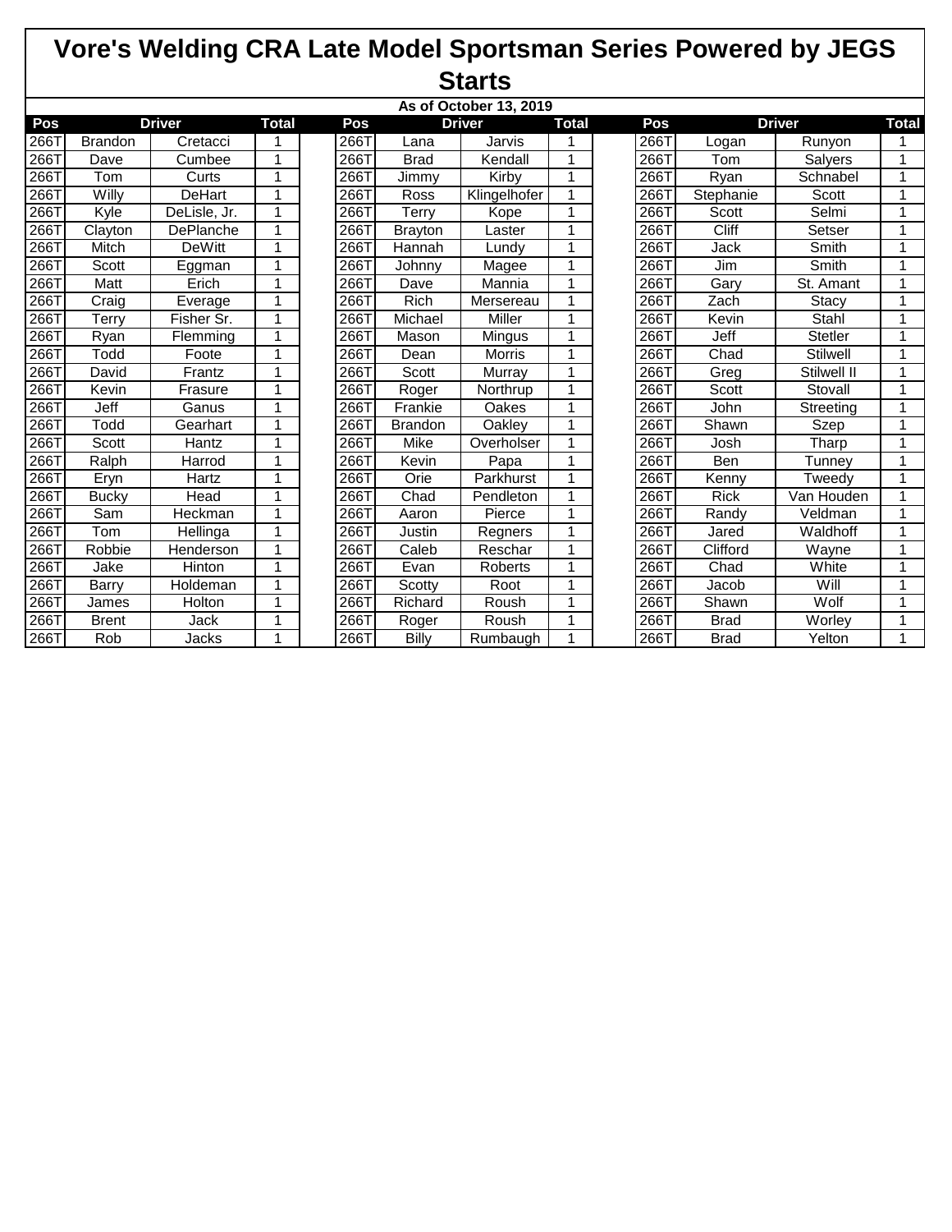# Vore's Welding CRA Late Model Sportsman Series Powered by JEGS

## Starts

As of October 13, 2019

| Pos | Driver | | Total | | Pos | Driver | | Total | | Pos | Driver | | Total |
|---|---|---|---|---|---|---|---|---|---|---|---|---|---|
| 266T | Brandon | Cretacci | 1 | | 266T | Lana | Jarvis | 1 | | 266T | Logan | Runyon | 1 |
| 266T | Dave | Cumbee | 1 | | 266T | Brad | Kendall | 1 | | 266T | Tom | Salyers | 1 |
| 266T | Tom | Curts | 1 | | 266T | Jimmy | Kirby | 1 | | 266T | Ryan | Schnabel | 1 |
| 266T | Willy | DeHart | 1 | | 266T | Ross | Klingelhofer | 1 | | 266T | Stephanie | Scott | 1 |
| 266T | Kyle | DeLisle, Jr. | 1 | | 266T | Terry | Kope | 1 | | 266T | Scott | Selmi | 1 |
| 266T | Clayton | DePlanche | 1 | | 266T | Brayton | Laster | 1 | | 266T | Cliff | Setser | 1 |
| 266T | Mitch | DeWitt | 1 | | 266T | Hannah | Lundy | 1 | | 266T | Jack | Smith | 1 |
| 266T | Scott | Eggman | 1 | | 266T | Johnny | Magee | 1 | | 266T | Jim | Smith | 1 |
| 266T | Matt | Erich | 1 | | 266T | Dave | Mannia | 1 | | 266T | Gary | St. Amant | 1 |
| 266T | Craig | Everage | 1 | | 266T | Rich | Mersereau | 1 | | 266T | Zach | Stacy | 1 |
| 266T | Terry | Fisher Sr. | 1 | | 266T | Michael | Miller | 1 | | 266T | Kevin | Stahl | 1 |
| 266T | Ryan | Flemming | 1 | | 266T | Mason | Mingus | 1 | | 266T | Jeff | Stetler | 1 |
| 266T | Todd | Foote | 1 | | 266T | Dean | Morris | 1 | | 266T | Chad | Stilwell | 1 |
| 266T | David | Frantz | 1 | | 266T | Scott | Murray | 1 | | 266T | Greg | Stilwell II | 1 |
| 266T | Kevin | Frasure | 1 | | 266T | Roger | Northrup | 1 | | 266T | Scott | Stovall | 1 |
| 266T | Jeff | Ganus | 1 | | 266T | Frankie | Oakes | 1 | | 266T | John | Streeting | 1 |
| 266T | Todd | Gearhart | 1 | | 266T | Brandon | Oakley | 1 | | 266T | Shawn | Szep | 1 |
| 266T | Scott | Hantz | 1 | | 266T | Mike | Overholser | 1 | | 266T | Josh | Tharp | 1 |
| 266T | Ralph | Harrod | 1 | | 266T | Kevin | Papa | 1 | | 266T | Ben | Tunney | 1 |
| 266T | Eryn | Hartz | 1 | | 266T | Orie | Parkhurst | 1 | | 266T | Kenny | Tweedy | 1 |
| 266T | Bucky | Head | 1 | | 266T | Chad | Pendleton | 1 | | 266T | Rick | Van Houden | 1 |
| 266T | Sam | Heckman | 1 | | 266T | Aaron | Pierce | 1 | | 266T | Randy | Veldman | 1 |
| 266T | Tom | Hellinga | 1 | | 266T | Justin | Regners | 1 | | 266T | Jared | Waldhoff | 1 |
| 266T | Robbie | Henderson | 1 | | 266T | Caleb | Reschar | 1 | | 266T | Clifford | Wayne | 1 |
| 266T | Jake | Hinton | 1 | | 266T | Evan | Roberts | 1 | | 266T | Chad | White | 1 |
| 266T | Barry | Holdeman | 1 | | 266T | Scotty | Root | 1 | | 266T | Jacob | Will | 1 |
| 266T | James | Holton | 1 | | 266T | Richard | Roush | 1 | | 266T | Shawn | Wolf | 1 |
| 266T | Brent | Jack | 1 | | 266T | Roger | Roush | 1 | | 266T | Brad | Worley | 1 |
| 266T | Rob | Jacks | 1 | | 266T | Billy | Rumbaugh | 1 | | 266T | Brad | Yelton | 1 |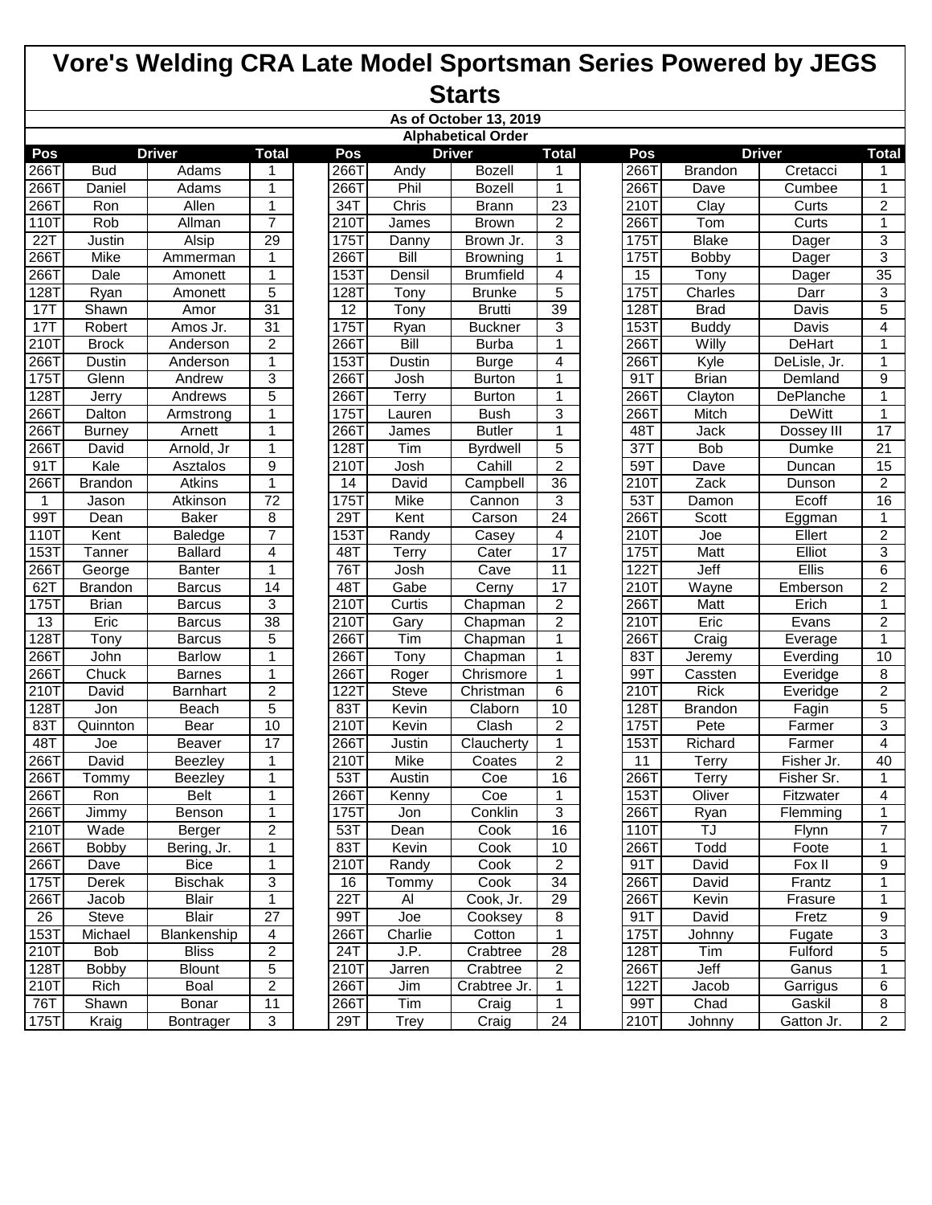# Vore's Welding CRA Late Model Sportsman Series Powered by JEGS

## Starts

**As of October 13, 2019**

**Alphabetical Order**

| Pos | Driver | | Total | Pos | Driver | | Total | Pos | Driver | | Total |
|---|---|---|---|---|---|---|---|---|---|---|---|
| 266T | Bud | Adams | 1 | 266T | Andy | Bozell | 1 | 266T | Brandon | Cretacci | 1 |
| 266T | Daniel | Adams | 1 | 266T | Phil | Bozell | 1 | 266T | Dave | Cumbee | 1 |
| 266T | Ron | Allen | 1 | 34T | Chris | Brann | 23 | 210T | Clay | Curts | 2 |
| 110T | Rob | Allman | 7 | 210T | James | Brown | 2 | 266T | Tom | Curts | 1 |
| 22T | Justin | Alsip | 29 | 175T | Danny | Brown Jr. | 3 | 175T | Blake | Dager | 3 |
| 266T | Mike | Ammerman | 1 | 266T | Bill | Browning | 1 | 175T | Bobby | Dager | 3 |
| 266T | Dale | Amonett | 1 | 153T | Densil | Brumfield | 4 | 15 | Tony | Dager | 35 |
| 128T | Ryan | Amonett | 5 | 128T | Tony | Brunke | 5 | 175T | Charles | Darr | 3 |
| 17T | Shawn | Amor | 31 | 12 | Tony | Brutti | 39 | 128T | Brad | Davis | 5 |
| 17T | Robert | Amos Jr. | 31 | 175T | Ryan | Buckner | 3 | 153T | Buddy | Davis | 4 |
| 210T | Brock | Anderson | 2 | 266T | Bill | Burba | 1 | 266T | Willy | DeHart | 1 |
| 266T | Dustin | Anderson | 1 | 153T | Dustin | Burge | 4 | 266T | Kyle | DeLisle, Jr. | 1 |
| 175T | Glenn | Andrew | 3 | 266T | Josh | Burton | 1 | 91T | Brian | Demland | 9 |
| 128T | Jerry | Andrews | 5 | 266T | Terry | Burton | 1 | 266T | Clayton | DePlanche | 1 |
| 266T | Dalton | Armstrong | 1 | 175T | Lauren | Bush | 3 | 266T | Mitch | DeWitt | 1 |
| 266T | Burney | Arnett | 1 | 266T | James | Butler | 1 | 48T | Jack | Dossey III | 17 |
| 266T | David | Arnold, Jr | 1 | 128T | Tim | Byrdwell | 5 | 37T | Bob | Dumke | 21 |
| 91T | Kale | Asztalos | 9 | 210T | Josh | Cahill | 2 | 59T | Dave | Duncan | 15 |
| 266T | Brandon | Atkins | 1 | 14 | David | Campbell | 36 | 210T | Zack | Dunson | 2 |
| 1 | Jason | Atkinson | 72 | 175T | Mike | Cannon | 3 | 53T | Damon | Ecoff | 16 |
| 99T | Dean | Baker | 8 | 29T | Kent | Carson | 24 | 266T | Scott | Eggman | 1 |
| 110T | Kent | Baledge | 7 | 153T | Randy | Casey | 4 | 210T | Joe | Ellert | 2 |
| 153T | Tanner | Ballard | 4 | 48T | Terry | Cater | 17 | 175T | Matt | Elliot | 3 |
| 266T | George | Banter | 1 | 76T | Josh | Cave | 11 | 122T | Jeff | Ellis | 6 |
| 62T | Brandon | Barcus | 14 | 48T | Gabe | Cerny | 17 | 210T | Wayne | Emberson | 2 |
| 175T | Brian | Barcus | 3 | 210T | Curtis | Chapman | 2 | 266T | Matt | Erich | 1 |
| 13 | Eric | Barcus | 38 | 210T | Gary | Chapman | 2 | 210T | Eric | Evans | 2 |
| 128T | Tony | Barcus | 5 | 266T | Tim | Chapman | 1 | 266T | Craig | Everage | 1 |
| 266T | John | Barlow | 1 | 266T | Tony | Chapman | 1 | 83T | Jeremy | Everding | 10 |
| 266T | Chuck | Barnes | 1 | 266T | Roger | Chrismore | 1 | 99T | Cassten | Everidge | 8 |
| 210T | David | Barnhart | 2 | 122T | Steve | Christman | 6 | 210T | Rick | Everidge | 2 |
| 128T | Jon | Beach | 5 | 83T | Kevin | Claborn | 10 | 128T | Brandon | Fagin | 5 |
| 83T | Quinnton | Bear | 10 | 210T | Kevin | Clash | 2 | 175T | Pete | Farmer | 3 |
| 48T | Joe | Beaver | 17 | 266T | Justin | Claucherty | 1 | 153T | Richard | Farmer | 4 |
| 266T | David | Beezley | 1 | 210T | Mike | Coates | 2 | 11 | Terry | Fisher Jr. | 40 |
| 266T | Tommy | Beezley | 1 | 53T | Austin | Coe | 16 | 266T | Terry | Fisher Sr. | 1 |
| 266T | Ron | Belt | 1 | 266T | Kenny | Coe | 1 | 153T | Oliver | Fitzwater | 4 |
| 266T | Jimmy | Benson | 1 | 175T | Jon | Conklin | 3 | 266T | Ryan | Flemming | 1 |
| 210T | Wade | Berger | 2 | 53T | Dean | Cook | 16 | 110T | TJ | Flynn | 7 |
| 266T | Bobby | Bering, Jr. | 1 | 83T | Kevin | Cook | 10 | 266T | Todd | Foote | 1 |
| 266T | Dave | Bice | 1 | 210T | Randy | Cook | 2 | 91T | David | Fox II | 9 |
| 175T | Derek | Bischak | 3 | 16 | Tommy | Cook | 34 | 266T | David | Frantz | 1 |
| 266T | Jacob | Blair | 1 | 22T | Al | Cook, Jr. | 29 | 266T | Kevin | Frasure | 1 |
| 26 | Steve | Blair | 27 | 99T | Joe | Cooksey | 8 | 91T | David | Fretz | 9 |
| 153T | Michael | Blankenship | 4 | 266T | Charlie | Cotton | 1 | 175T | Johnny | Fugate | 3 |
| 210T | Bob | Bliss | 2 | 24T | J.P. | Crabtree | 28 | 128T | Tim | Fulford | 5 |
| 128T | Bobby | Blount | 5 | 210T | Jarren | Crabtree | 2 | 266T | Jeff | Ganus | 1 |
| 210T | Rich | Boal | 2 | 266T | Jim | Crabtree Jr. | 1 | 122T | Jacob | Garrigus | 6 |
| 76T | Shawn | Bonar | 11 | 266T | Tim | Craig | 1 | 99T | Chad | Gaskil | 8 |
| 175T | Kraig | Bontrager | 3 | 29T | Trey | Craig | 24 | 210T | Johnny | Gatton Jr. | 2 |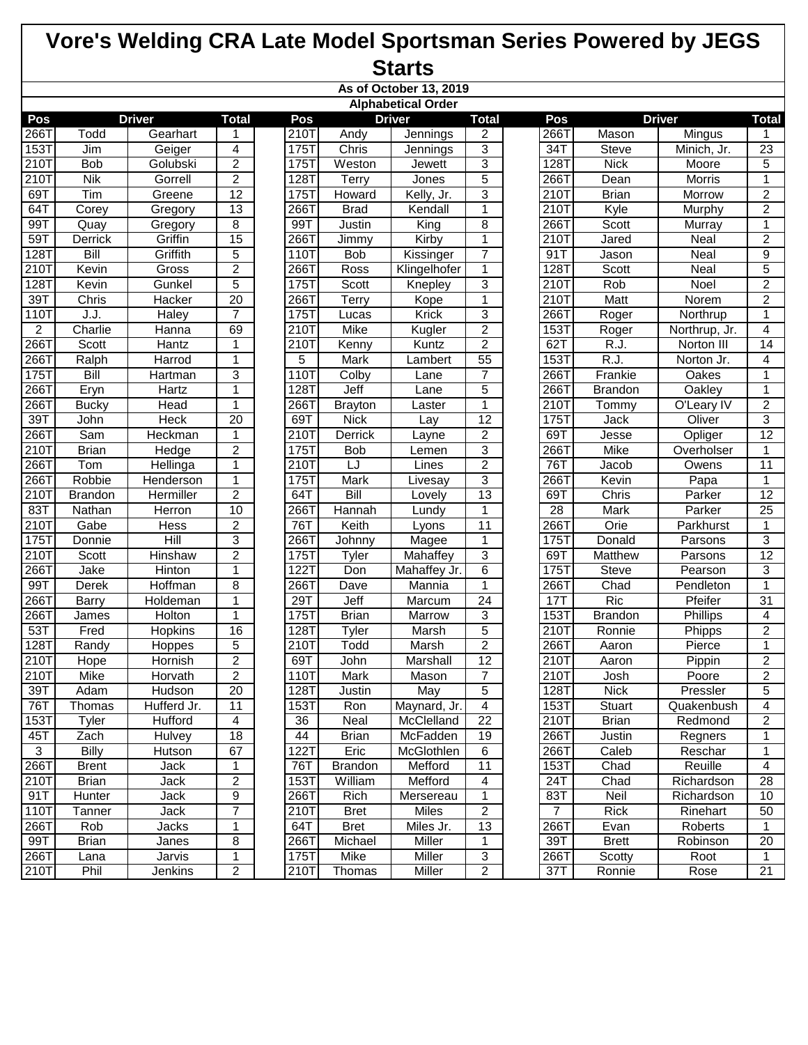# Vore's Welding CRA Late Model Sportsman Series Powered by JEGS

## Starts

**As of October 13, 2019**

**Alphabetical Order**

| Pos | Driver | | Total | | Pos | Driver | | Total | | Pos | Driver | | Total |
|---|---|---|---|---|---|---|---|---|---|---|---|---|---|
| 266T | Todd | Gearhart | 1 | | 210T | Andy | Jennings | 2 | | 266T | Mason | Mingus | 1 |
| 153T | Jim | Geiger | 4 | | 175T | Chris | Jennings | 3 | | 34T | Steve | Minich, Jr. | 23 |
| 210T | Bob | Golubski | 2 | | 175T | Weston | Jewett | 3 | | 128T | Nick | Moore | 5 |
| 210T | Nik | Gorrell | 2 | | 128T | Terry | Jones | 5 | | 266T | Dean | Morris | 1 |
| 69T | Tim | Greene | 12 | | 175T | Howard | Kelly, Jr. | 3 | | 210T | Brian | Morrow | 2 |
| 64T | Corey | Gregory | 13 | | 266T | Brad | Kendall | 1 | | 210T | Kyle | Murphy | 2 |
| 99T | Quay | Gregory | 8 | | 99T | Justin | King | 8 | | 266T | Scott | Murray | 1 |
| 59T | Derrick | Griffin | 15 | | 266T | Jimmy | Kirby | 1 | | 210T | Jared | Neal | 2 |
| 128T | Bill | Griffith | 5 | | 110T | Bob | Kissinger | 7 | | 91T | Jason | Neal | 9 |
| 210T | Kevin | Gross | 2 | | 266T | Ross | Klingelhofer | 1 | | 128T | Scott | Neal | 5 |
| 128T | Kevin | Gunkel | 5 | | 175T | Scott | Knepley | 3 | | 210T | Rob | Noel | 2 |
| 39T | Chris | Hacker | 20 | | 266T | Terry | Kope | 1 | | 210T | Matt | Norem | 2 |
| 110T | J.J. | Haley | 7 | | 175T | Lucas | Krick | 3 | | 266T | Roger | Northrup | 1 |
| 2 | Charlie | Hanna | 69 | | 210T | Mike | Kugler | 2 | | 153T | Roger | Northrup, Jr. | 4 |
| 266T | Scott | Hantz | 1 | | 210T | Kenny | Kuntz | 2 | | 62T | R.J. | Norton III | 14 |
| 266T | Ralph | Harrod | 1 | | 5 | Mark | Lambert | 55 | | 153T | R.J. | Norton Jr. | 4 |
| 175T | Bill | Hartman | 3 | | 110T | Colby | Lane | 7 | | 266T | Frankie | Oakes | 1 |
| 266T | Eryn | Hartz | 1 | | 128T | Jeff | Lane | 5 | | 266T | Brandon | Oakley | 1 |
| 266T | Bucky | Head | 1 | | 266T | Brayton | Laster | 1 | | 210T | Tommy | O'Leary IV | 2 |
| 39T | John | Heck | 20 | | 69T | Nick | Lay | 12 | | 175T | Jack | Oliver | 3 |
| 266T | Sam | Heckman | 1 | | 210T | Derrick | Layne | 2 | | 69T | Jesse | Opliger | 12 |
| 210T | Brian | Hedge | 2 | | 175T | Bob | Lemen | 3 | | 266T | Mike | Overholser | 1 |
| 266T | Tom | Hellinga | 1 | | 210T | LJ | Lines | 2 | | 76T | Jacob | Owens | 11 |
| 266T | Robbie | Henderson | 1 | | 175T | Mark | Livesay | 3 | | 266T | Kevin | Papa | 1 |
| 210T | Brandon | Hermiller | 2 | | 64T | Bill | Lovely | 13 | | 69T | Chris | Parker | 12 |
| 83T | Nathan | Herron | 10 | | 266T | Hannah | Lundy | 1 | | 28 | Mark | Parker | 25 |
| 210T | Gabe | Hess | 2 | | 76T | Keith | Lyons | 11 | | 266T | Orie | Parkhurst | 1 |
| 175T | Donnie | Hill | 3 | | 266T | Johnny | Magee | 1 | | 175T | Donald | Parsons | 3 |
| 210T | Scott | Hinshaw | 2 | | 175T | Tyler | Mahaffey | 3 | | 69T | Matthew | Parsons | 12 |
| 266T | Jake | Hinton | 1 | | 122T | Don | Mahaffey Jr. | 6 | | 175T | Steve | Pearson | 3 |
| 99T | Derek | Hoffman | 8 | | 266T | Dave | Mannia | 1 | | 266T | Chad | Pendleton | 1 |
| 266T | Barry | Holdeman | 1 | | 29T | Jeff | Marcum | 24 | | 17T | Ric | Pfeifer | 31 |
| 266T | James | Holton | 1 | | 175T | Brian | Marrow | 3 | | 153T | Brandon | Phillips | 4 |
| 53T | Fred | Hopkins | 16 | | 128T | Tyler | Marsh | 5 | | 210T | Ronnie | Phipps | 2 |
| 128T | Randy | Hoppes | 5 | | 210T | Todd | Marsh | 2 | | 266T | Aaron | Pierce | 1 |
| 210T | Hope | Hornish | 2 | | 69T | John | Marshall | 12 | | 210T | Aaron | Pippin | 2 |
| 210T | Mike | Horvath | 2 | | 110T | Mark | Mason | 7 | | 210T | Josh | Poore | 2 |
| 39T | Adam | Hudson | 20 | | 128T | Justin | May | 5 | | 128T | Nick | Pressler | 5 |
| 76T | Thomas | Hufferd Jr. | 11 | | 153T | Ron | Maynard, Jr. | 4 | | 153T | Stuart | Quakenbush | 4 |
| 153T | Tyler | Hufford | 4 | | 36 | Neal | McClelland | 22 | | 210T | Brian | Redmond | 2 |
| 45T | Zach | Hulvey | 18 | | 44 | Brian | McFadden | 19 | | 266T | Justin | Regners | 1 |
| 3 | Billy | Hutson | 67 | | 122T | Eric | McGlothlen | 6 | | 266T | Caleb | Reschar | 1 |
| 266T | Brent | Jack | 1 | | 76T | Brandon | Mefford | 11 | | 153T | Chad | Reuille | 4 |
| 210T | Brian | Jack | 2 | | 153T | William | Mefford | 4 | | 24T | Chad | Richardson | 28 |
| 91T | Hunter | Jack | 9 | | 266T | Rich | Mersereau | 1 | | 83T | Neil | Richardson | 10 |
| 110T | Tanner | Jack | 7 | | 210T | Bret | Miles | 2 | | 7 | Rick | Rinehart | 50 |
| 266T | Rob | Jacks | 1 | | 64T | Bret | Miles Jr. | 13 | | 266T | Evan | Roberts | 1 |
| 99T | Brian | Janes | 8 | | 266T | Michael | Miller | 1 | | 39T | Brett | Robinson | 20 |
| 266T | Lana | Jarvis | 1 | | 175T | Mike | Miller | 3 | | 266T | Scotty | Root | 1 |
| 210T | Phil | Jenkins | 2 | | 210T | Thomas | Miller | 2 | | 37T | Ronnie | Rose | 21 |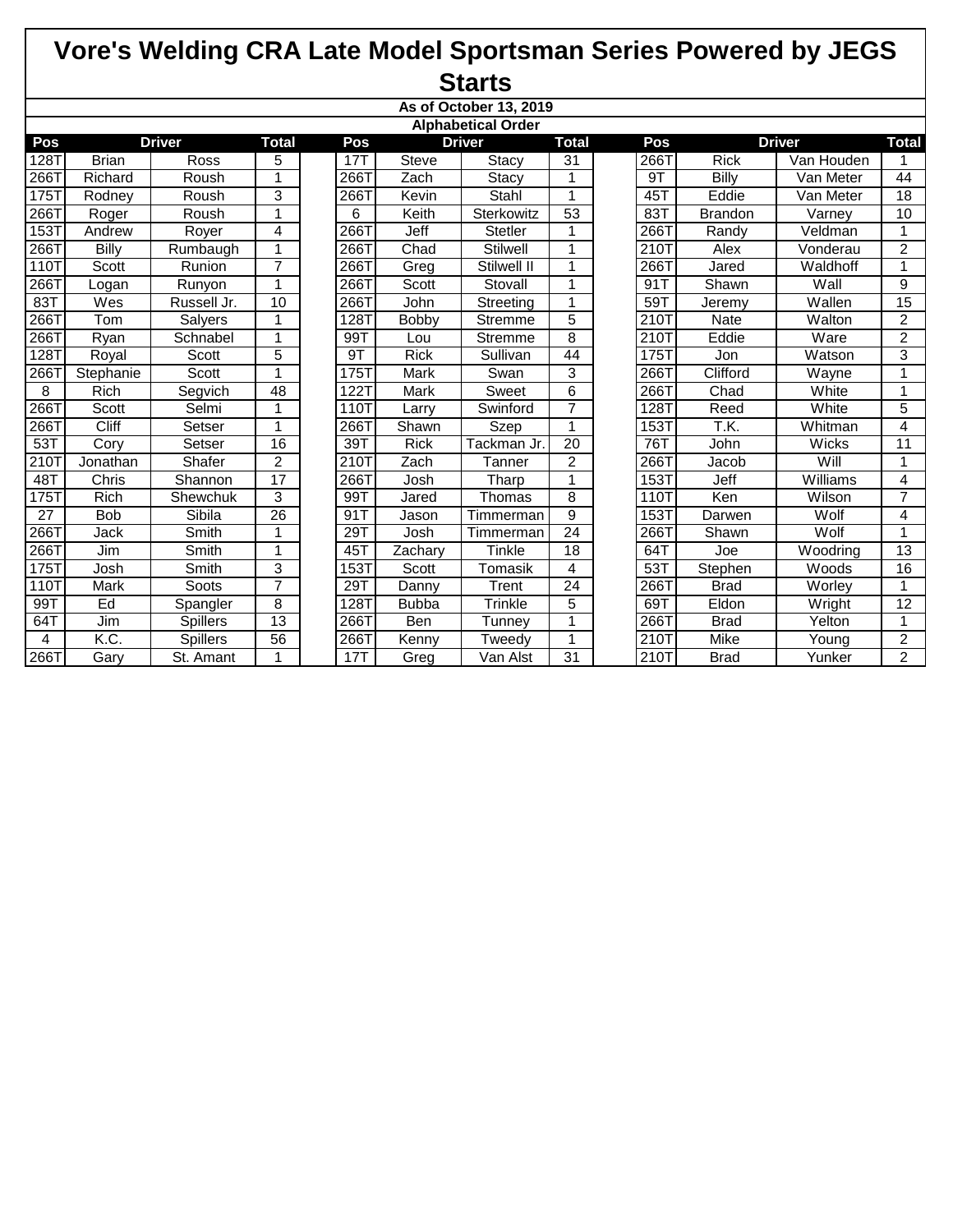# Vore's Welding CRA Late Model Sportsman Series Powered by JEGS

## Starts

**As of October 13, 2019**

**Alphabetical Order**

| Pos | Driver | | Total | | Pos | Driver | | Total | | Pos | Driver | | Total |
|---|---|---|---|---|---|---|---|---|---|---|---|---|---|
| 128T | Brian | Ross | 5 | | 17T | Steve | Stacy | 31 | | 266T | Rick | Van Houden | 1 |
| 266T | Richard | Roush | 1 | | 266T | Zach | Stacy | 1 | | 9T | Billy | Van Meter | 44 |
| 175T | Rodney | Roush | 3 | | 266T | Kevin | Stahl | 1 | | 45T | Eddie | Van Meter | 18 |
| 266T | Roger | Roush | 1 | | 6 | Keith | Sterkowitz | 53 | | 83T | Brandon | Varney | 10 |
| 153T | Andrew | Royer | 4 | | 266T | Jeff | Stetler | 1 | | 266T | Randy | Veldman | 1 |
| 266T | Billy | Rumbaugh | 1 | | 266T | Chad | Stilwell | 1 | | 210T | Alex | Vonderau | 2 |
| 110T | Scott | Runion | 7 | | 266T | Greg | Stilwell II | 1 | | 266T | Jared | Waldhoff | 1 |
| 266T | Logan | Runyon | 1 | | 266T | Scott | Stovall | 1 | | 91T | Shawn | Wall | 9 |
| 83T | Wes | Russell Jr. | 10 | | 266T | John | Streeting | 1 | | 59T | Jeremy | Wallen | 15 |
| 266T | Tom | Salyers | 1 | | 128T | Bobby | Stremme | 5 | | 210T | Nate | Walton | 2 |
| 266T | Ryan | Schnabel | 1 | | 99T | Lou | Stremme | 8 | | 210T | Eddie | Ware | 2 |
| 128T | Royal | Scott | 5 | | 9T | Rick | Sullivan | 44 | | 175T | Jon | Watson | 3 |
| 266T | Stephanie | Scott | 1 | | 175T | Mark | Swan | 3 | | 266T | Clifford | Wayne | 1 |
| 8 | Rich | Segvich | 48 | | 122T | Mark | Sweet | 6 | | 266T | Chad | White | 1 |
| 266T | Scott | Selmi | 1 | | 110T | Larry | Swinford | 7 | | 128T | Reed | White | 5 |
| 266T | Cliff | Setser | 1 | | 266T | Shawn | Szep | 1 | | 153T | T.K. | Whitman | 4 |
| 53T | Cory | Setser | 16 | | 39T | Rick | Tackman Jr. | 20 | | 76T | John | Wicks | 11 |
| 210T | Jonathan | Shafer | 2 | | 210T | Zach | Tanner | 2 | | 266T | Jacob | Will | 1 |
| 48T | Chris | Shannon | 17 | | 266T | Josh | Tharp | 1 | | 153T | Jeff | Williams | 4 |
| 175T | Rich | Shewchuk | 3 | | 99T | Jared | Thomas | 8 | | 110T | Ken | Wilson | 7 |
| 27 | Bob | Sibila | 26 | | 91T | Jason | Timmerman | 9 | | 153T | Darwen | Wolf | 4 |
| 266T | Jack | Smith | 1 | | 29T | Josh | Timmerman | 24 | | 266T | Shawn | Wolf | 1 |
| 266T | Jim | Smith | 1 | | 45T | Zachary | Tinkle | 18 | | 64T | Joe | Woodring | 13 |
| 175T | Josh | Smith | 3 | | 153T | Scott | Tomasik | 4 | | 53T | Stephen | Woods | 16 |
| 110T | Mark | Soots | 7 | | 29T | Danny | Trent | 24 | | 266T | Brad | Worley | 1 |
| 99T | Ed | Spangler | 8 | | 128T | Bubba | Trinkle | 5 | | 69T | Eldon | Wright | 12 |
| 64T | Jim | Spillers | 13 | | 266T | Ben | Tunney | 1 | | 266T | Brad | Yelton | 1 |
| 4 | K.C. | Spillers | 56 | | 266T | Kenny | Tweedy | 1 | | 210T | Mike | Young | 2 |
| 266T | Gary | St. Amant | 1 | | 17T | Greg | Van Alst | 31 | | 210T | Brad | Yunker | 2 |